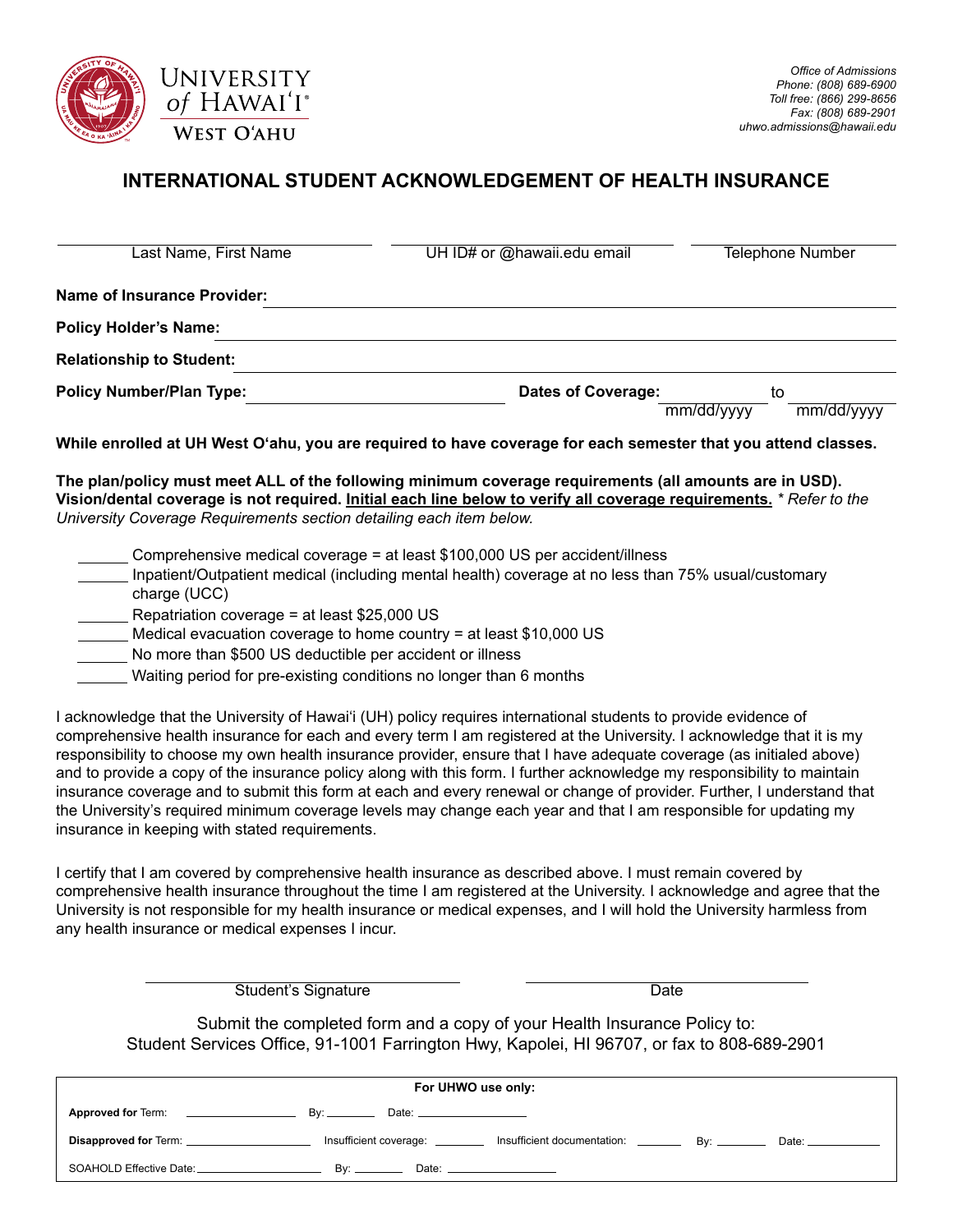University of Hawaiʻi West Oʻahu

*Office of Admissions*
*Phone: (808) 689-6900*
*Toll free: (866) 299-8656*
*Fax: (808) 689-2901*
*uhwo.admissions@hawaii.edu*

# INTERNATIONAL STUDENT ACKNOWLEDGEMENT OF HEALTH INSURANCE

| Last Name, First Name | UH ID# or @hawaii.edu email | Telephone Number |
|---|---|---|
| | | |

**Name of Insurance Provider:** ______________________________

**Policy Holder's Name:** ______________________________

**Relationship to Student:** ______________________________

**Policy Number/Plan Type:** ______________________ **Dates of Coverage:** __________ to __________
mm/dd/yyyy mm/dd/yyyy

**While enrolled at UH West Oʻahu, you are required to have coverage for each semester that you attend classes.**

**The plan/policy must meet ALL of the following minimum coverage requirements (all amounts are in USD). Vision/dental coverage is not required. Initial each line below to verify all coverage requirements.** *\* Refer to the University Coverage Requirements section detailing each item below.*

______ Comprehensive medical coverage = at least $100,000 US per accident/illness
______ Inpatient/Outpatient medical (including mental health) coverage at no less than 75% usual/customary charge (UCC)
______ Repatriation coverage = at least $25,000 US
______ Medical evacuation coverage to home country = at least $10,000 US
______ No more than $500 US deductible per accident or illness
______ Waiting period for pre-existing conditions no longer than 6 months

I acknowledge that the University of Hawaiʻi (UH) policy requires international students to provide evidence of comprehensive health insurance for each and every term I am registered at the University. I acknowledge that it is my responsibility to choose my own health insurance provider, ensure that I have adequate coverage (as initialed above) and to provide a copy of the insurance policy along with this form. I further acknowledge my responsibility to maintain insurance coverage and to submit this form at each and every renewal or change of provider. Further, I understand that the University's required minimum coverage levels may change each year and that I am responsible for updating my insurance in keeping with stated requirements.

I certify that I am covered by comprehensive health insurance as described above. I must remain covered by comprehensive health insurance throughout the time I am registered at the University. I acknowledge and agree that the University is not responsible for my health insurance or medical expenses, and I will hold the University harmless from any health insurance or medical expenses I incur.

______________________________ ______________________________
Student's Signature Date

Submit the completed form and a copy of your Health Insurance Policy to:
Student Services Office, 91-1001 Farrington Hwy, Kapolei, HI 96707, or fax to 808-689-2901

**For UHWO use only:**

**Approved for** Term: __________ By: ______ Date: __________

**Disapproved for** Term: __________ Insufficient coverage: ______ Insufficient documentation: ______ By: ______ Date: __________

SOAHOLD Effective Date: __________ By: ______ Date: __________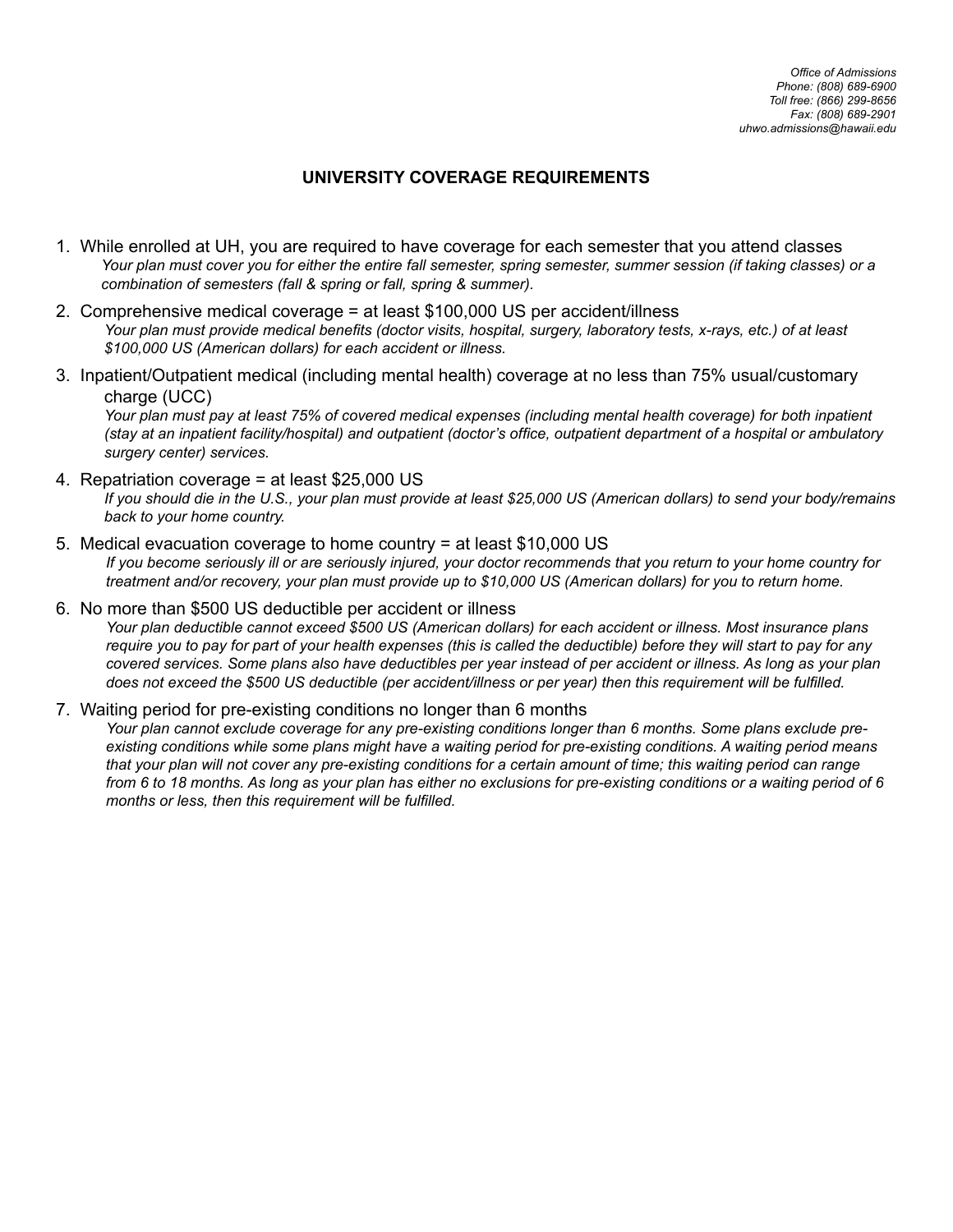*Office of Admissions*
*Phone: (808) 689-6900*
*Toll free: (866) 299-8656*
*Fax: (808) 689-2901*
*uhwo.admissions@hawaii.edu*

## UNIVERSITY COVERAGE REQUIREMENTS

1. While enrolled at UH, you are required to have coverage for each semester that you attend classes
   *Your plan must cover you for either the entire fall semester, spring semester, summer session (if taking classes) or a combination of semesters (fall & spring or fall, spring & summer).*

2. Comprehensive medical coverage = at least $100,000 US per accident/illness
   *Your plan must provide medical benefits (doctor visits, hospital, surgery, laboratory tests, x-rays, etc.) of at least $100,000 US (American dollars) for each accident or illness.*

3. Inpatient/Outpatient medical (including mental health) coverage at no less than 75% usual/customary charge (UCC)
   *Your plan must pay at least 75% of covered medical expenses (including mental health coverage) for both inpatient (stay at an inpatient facility/hospital) and outpatient (doctor's office, outpatient department of a hospital or ambulatory surgery center) services.*

4. Repatriation coverage = at least $25,000 US
   *If you should die in the U.S., your plan must provide at least $25,000 US (American dollars) to send your body/remains back to your home country.*

5. Medical evacuation coverage to home country = at least $10,000 US
   *If you become seriously ill or are seriously injured, your doctor recommends that you return to your home country for treatment and/or recovery, your plan must provide up to $10,000 US (American dollars) for you to return home.*

6. No more than $500 US deductible per accident or illness
   *Your plan deductible cannot exceed $500 US (American dollars) for each accident or illness. Most insurance plans require you to pay for part of your health expenses (this is called the deductible) before they will start to pay for any covered services. Some plans also have deductibles per year instead of per accident or illness. As long as your plan does not exceed the $500 US deductible (per accident/illness or per year) then this requirement will be fulfilled.*

7. Waiting period for pre-existing conditions no longer than 6 months
   *Your plan cannot exclude coverage for any pre-existing conditions longer than 6 months. Some plans exclude pre-existing conditions while some plans might have a waiting period for pre-existing conditions. A waiting period means that your plan will not cover any pre-existing conditions for a certain amount of time; this waiting period can range from 6 to 18 months. As long as your plan has either no exclusions for pre-existing conditions or a waiting period of 6 months or less, then this requirement will be fulfilled.*